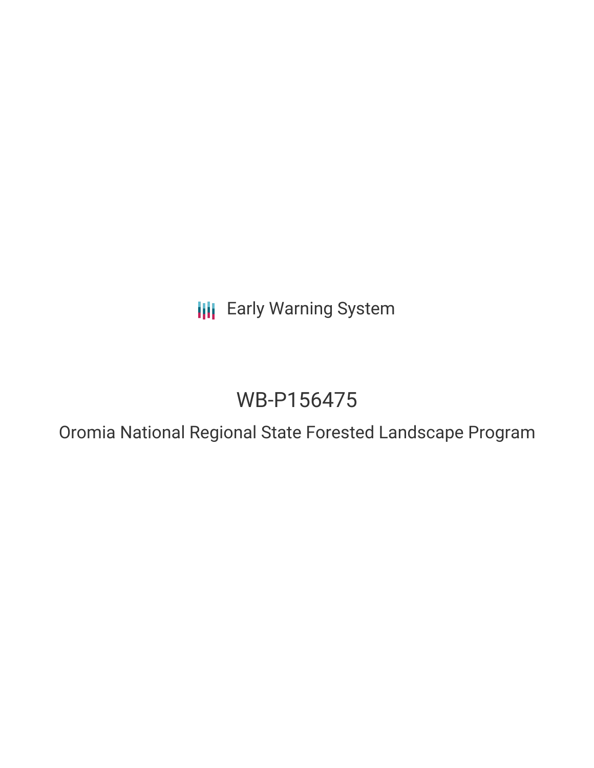Early Warning System

# WB-P156475

## Oromia National Regional State Forested Landscape Program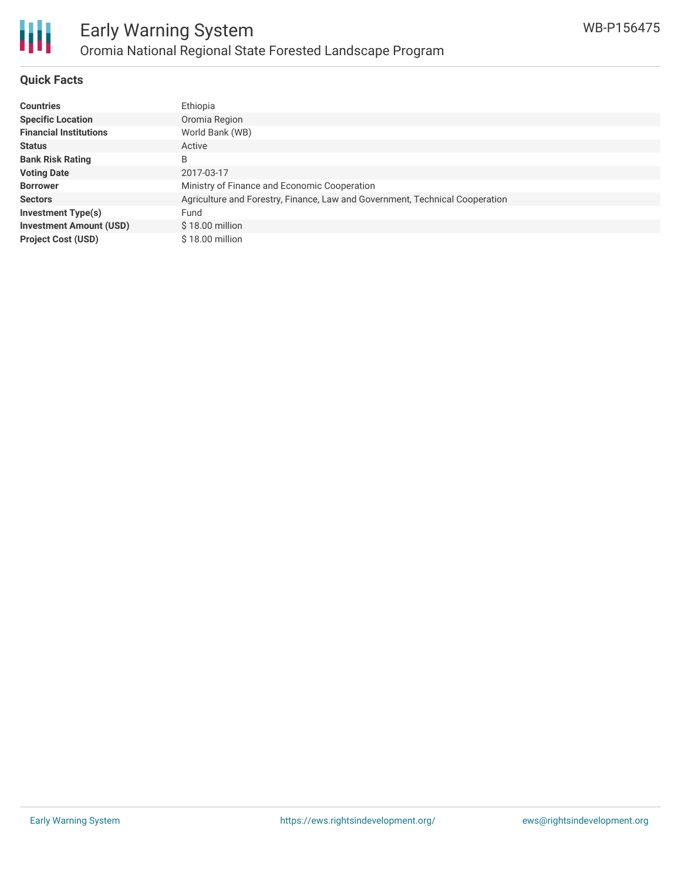# Early Warning System

## Oromia National Regional State Forested Landscape Program

WB-P156475

### Quick Facts

| | |
|---|---|
| **Countries** | Ethiopia |
| **Specific Location** | Oromia Region |
| **Financial Institutions** | World Bank (WB) |
| **Status** | Active |
| **Bank Risk Rating** | B |
| **Voting Date** | 2017-03-17 |
| **Borrower** | Ministry of Finance and Economic Cooperation |
| **Sectors** | Agriculture and Forestry, Finance, Law and Government, Technical Cooperation |
| **Investment Type(s)** | Fund |
| **Investment Amount (USD)** | $ 18.00 million |
| **Project Cost (USD)** | $ 18.00 million |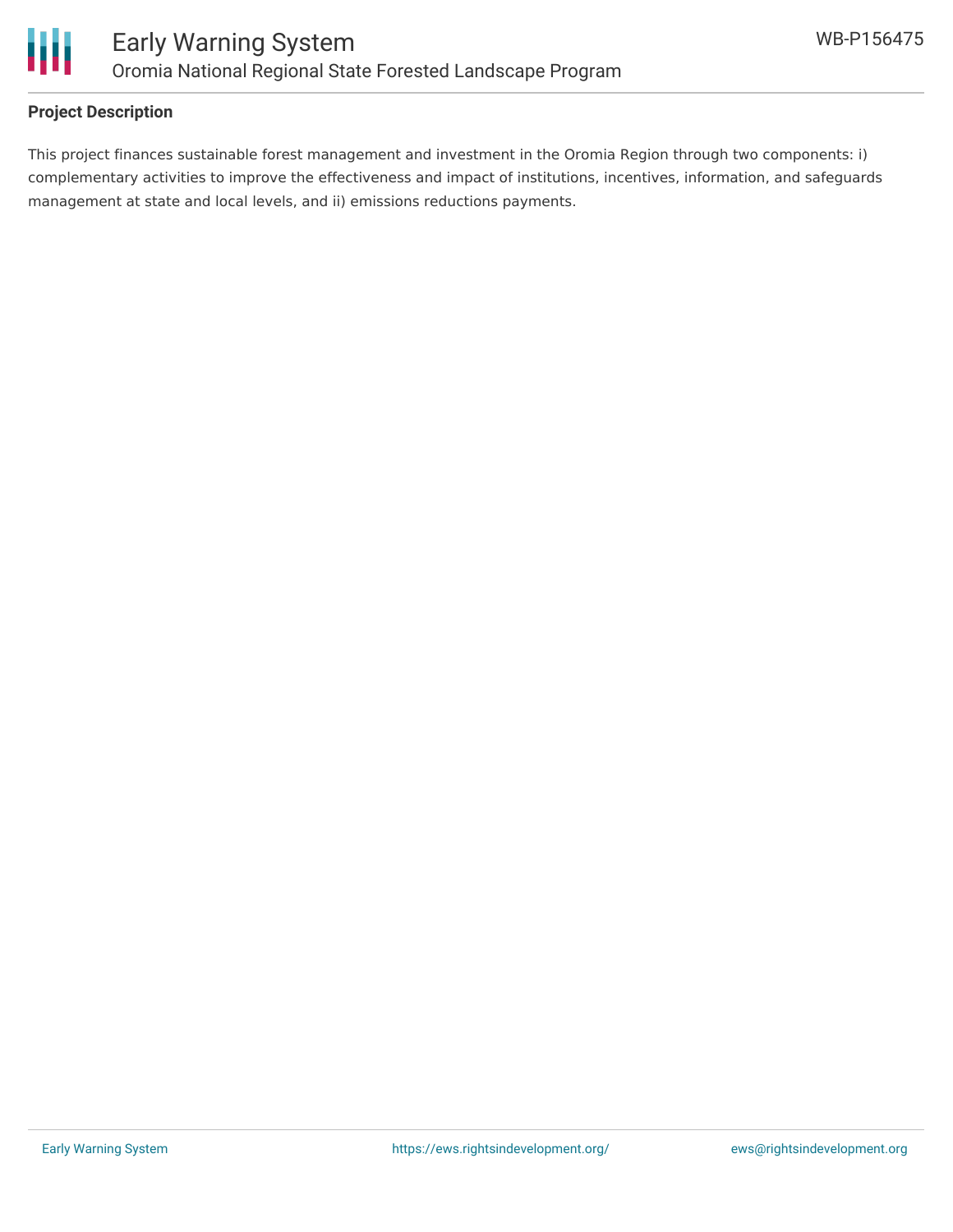## Project Description

This project finances sustainable forest management and investment in the Oromia Region through two components: i) complementary activities to improve the effectiveness and impact of institutions, incentives, information, and safeguards management at state and local levels, and ii) emissions reductions payments.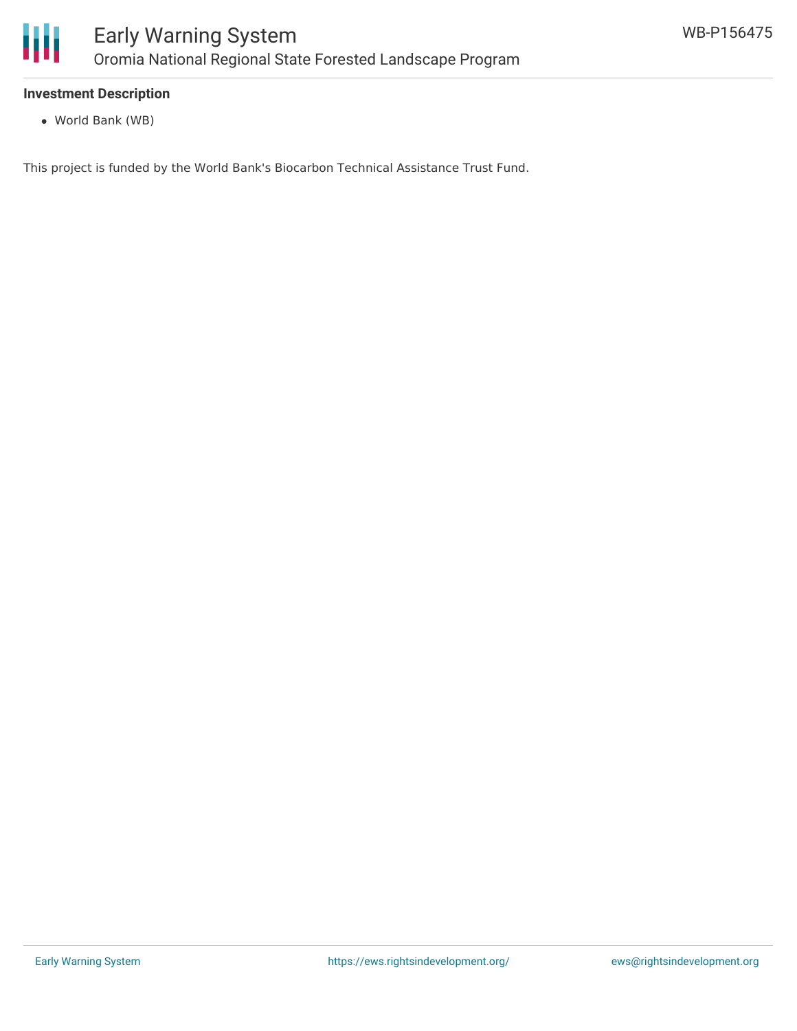**Investment Description**

- World Bank (WB)

This project is funded by the World Bank's Biocarbon Technical Assistance Trust Fund.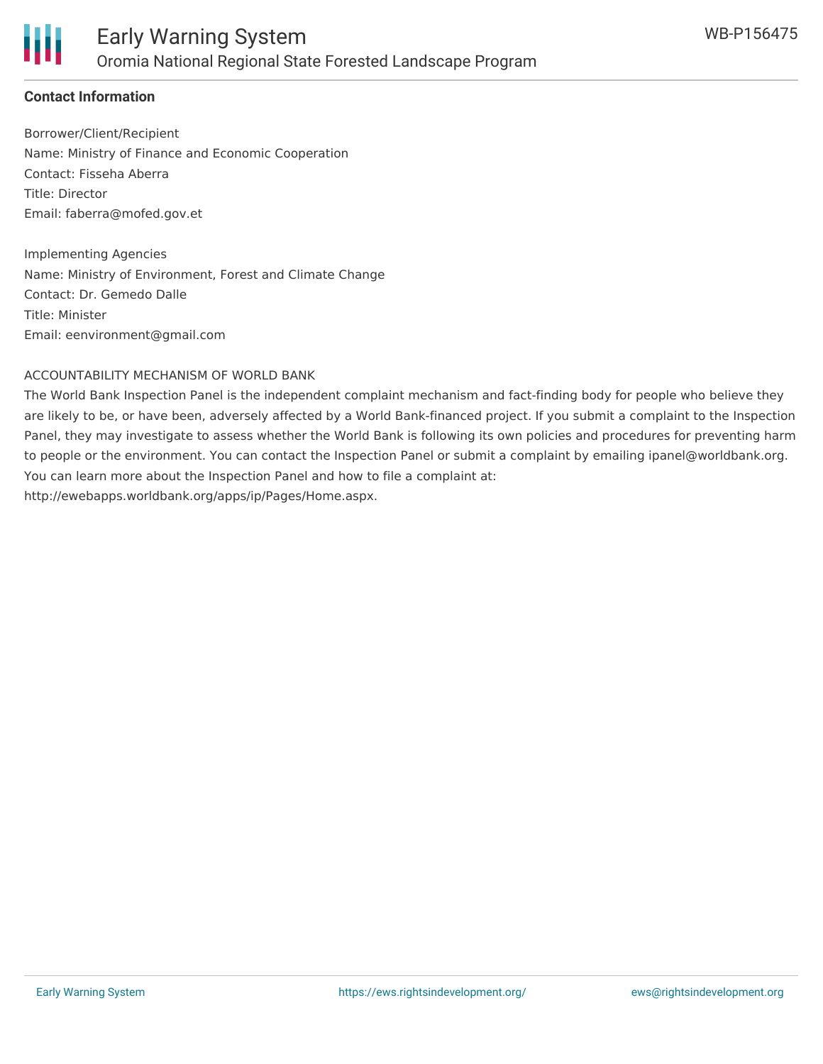**Contact Information**

Borrower/Client/Recipient
Name: Ministry of Finance and Economic Cooperation
Contact: Fisseha Aberra
Title: Director
Email: faberra@mofed.gov.et

Implementing Agencies
Name: Ministry of Environment, Forest and Climate Change
Contact: Dr. Gemedo Dalle
Title: Minister
Email: eenvironment@gmail.com

ACCOUNTABILITY MECHANISM OF WORLD BANK
The World Bank Inspection Panel is the independent complaint mechanism and fact-finding body for people who believe they are likely to be, or have been, adversely affected by a World Bank-financed project. If you submit a complaint to the Inspection Panel, they may investigate to assess whether the World Bank is following its own policies and procedures for preventing harm to people or the environment. You can contact the Inspection Panel or submit a complaint by emailing ipanel@worldbank.org. You can learn more about the Inspection Panel and how to file a complaint at: http://ewebapps.worldbank.org/apps/ip/Pages/Home.aspx.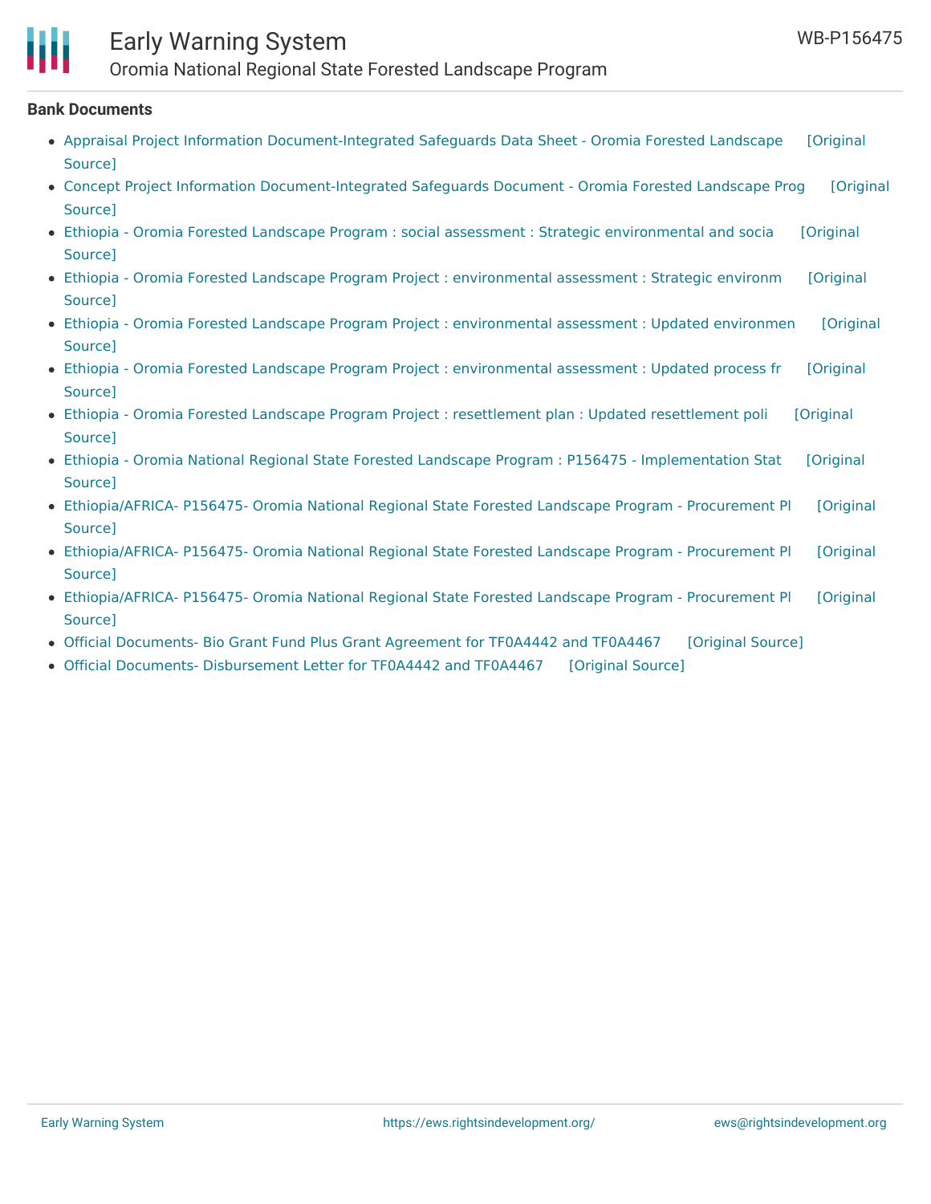**Bank Documents**

- Appraisal Project Information Document-Integrated Safeguards Data Sheet - Oromia Forested Landscape [Original Source]
- Concept Project Information Document-Integrated Safeguards Document - Oromia Forested Landscape Prog [Original Source]
- Ethiopia - Oromia Forested Landscape Program : social assessment : Strategic environmental and socia [Original Source]
- Ethiopia - Oromia Forested Landscape Program Project : environmental assessment : Strategic environm [Original Source]
- Ethiopia - Oromia Forested Landscape Program Project : environmental assessment : Updated environmen [Original Source]
- Ethiopia - Oromia Forested Landscape Program Project : environmental assessment : Updated process fr [Original Source]
- Ethiopia - Oromia Forested Landscape Program Project : resettlement plan : Updated resettlement poli [Original Source]
- Ethiopia - Oromia National Regional State Forested Landscape Program : P156475 - Implementation Stat [Original Source]
- Ethiopia/AFRICA- P156475- Oromia National Regional State Forested Landscape Program - Procurement Pl [Original Source]
- Ethiopia/AFRICA- P156475- Oromia National Regional State Forested Landscape Program - Procurement Pl [Original Source]
- Ethiopia/AFRICA- P156475- Oromia National Regional State Forested Landscape Program - Procurement Pl [Original Source]
- Official Documents- Bio Grant Fund Plus Grant Agreement for TF0A4442 and TF0A4467 [Original Source]
- Official Documents- Disbursement Letter for TF0A4442 and TF0A4467 [Original Source]